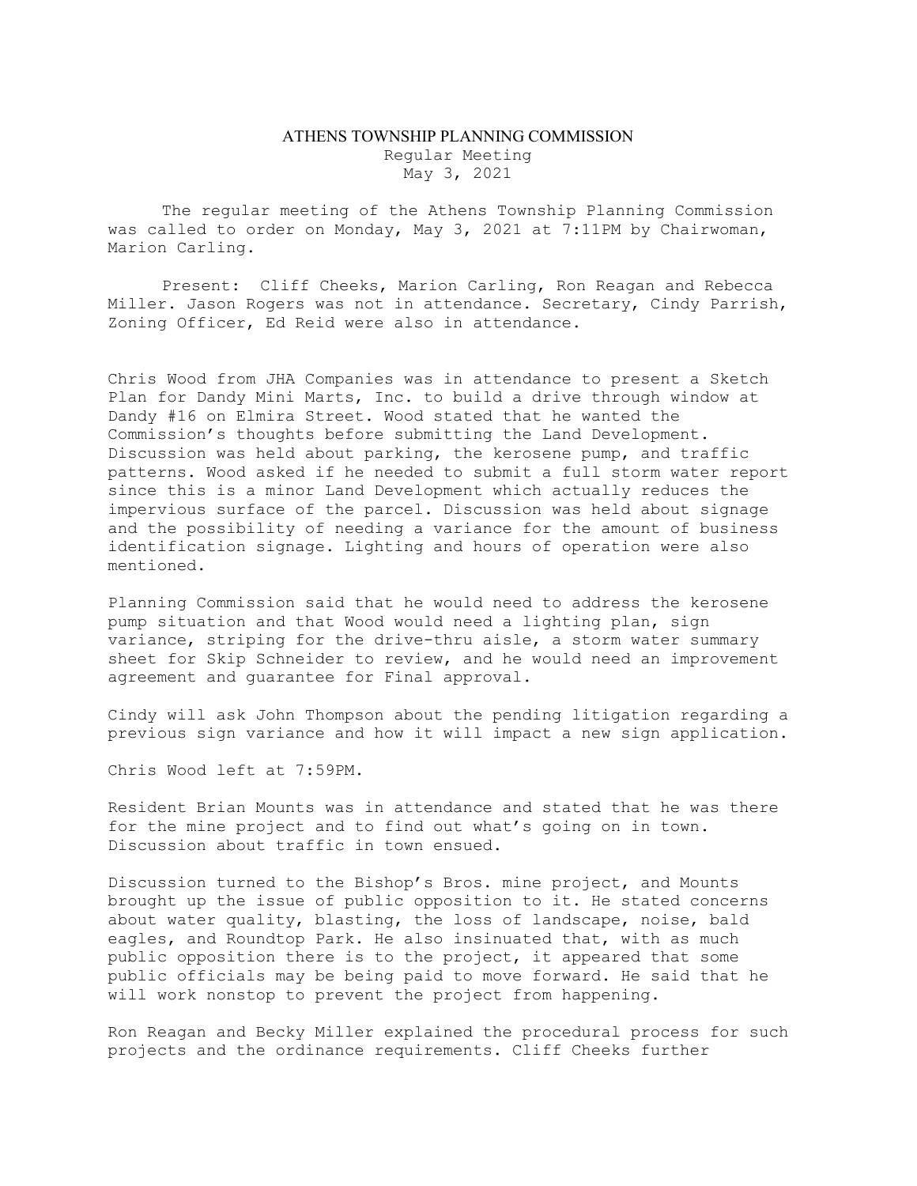# ATHENS TOWNSHIP PLANNING COMMISSION

Regular Meeting
May 3, 2021

The regular meeting of the Athens Township Planning Commission was called to order on Monday, May 3, 2021 at 7:11PM by Chairwoman, Marion Carling.

Present: Cliff Cheeks, Marion Carling, Ron Reagan and Rebecca Miller. Jason Rogers was not in attendance. Secretary, Cindy Parrish, Zoning Officer, Ed Reid were also in attendance.

Chris Wood from JHA Companies was in attendance to present a Sketch Plan for Dandy Mini Marts, Inc. to build a drive through window at Dandy #16 on Elmira Street. Wood stated that he wanted the Commission's thoughts before submitting the Land Development. Discussion was held about parking, the kerosene pump, and traffic patterns. Wood asked if he needed to submit a full storm water report since this is a minor Land Development which actually reduces the impervious surface of the parcel. Discussion was held about signage and the possibility of needing a variance for the amount of business identification signage. Lighting and hours of operation were also mentioned.

Planning Commission said that he would need to address the kerosene pump situation and that Wood would need a lighting plan, sign variance, striping for the drive-thru aisle, a storm water summary sheet for Skip Schneider to review, and he would need an improvement agreement and guarantee for Final approval.

Cindy will ask John Thompson about the pending litigation regarding a previous sign variance and how it will impact a new sign application.

Chris Wood left at 7:59PM.

Resident Brian Mounts was in attendance and stated that he was there for the mine project and to find out what's going on in town. Discussion about traffic in town ensued.

Discussion turned to the Bishop's Bros. mine project, and Mounts brought up the issue of public opposition to it. He stated concerns about water quality, blasting, the loss of landscape, noise, bald eagles, and Roundtop Park. He also insinuated that, with as much public opposition there is to the project, it appeared that some public officials may be being paid to move forward. He said that he will work nonstop to prevent the project from happening.

Ron Reagan and Becky Miller explained the procedural process for such projects and the ordinance requirements. Cliff Cheeks further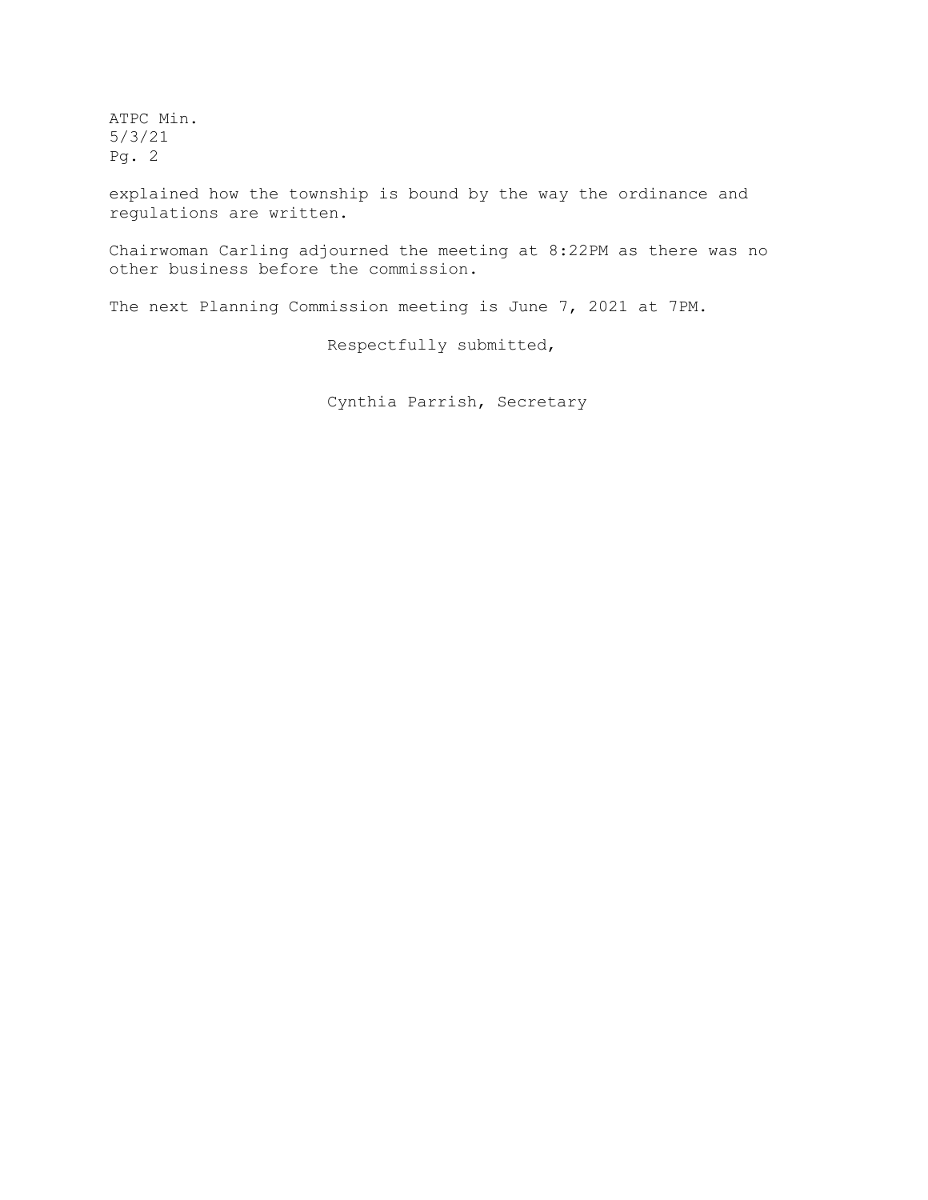explained how the township is bound by the way the ordinance and regulations are written.

Chairwoman Carling adjourned the meeting at 8:22PM as there was no other business before the commission.

The next Planning Commission meeting is June 7, 2021 at 7PM.

Respectfully submitted,

Cynthia Parrish, Secretary